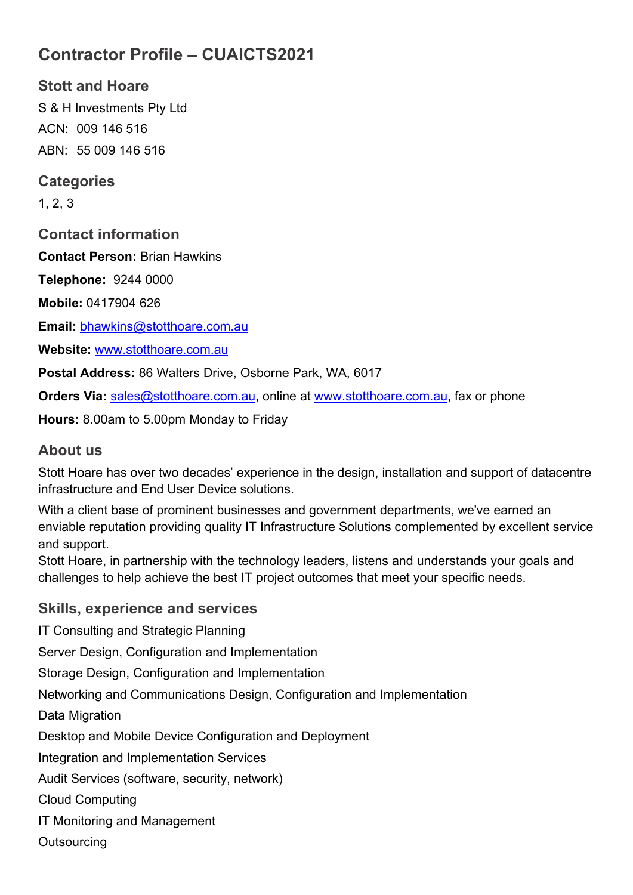# Contractor Profile – CUAICTS2021

## Stott and Hoare

S & H Investments Pty Ltd

ACN: 009 146 516

ABN: 55 009 146 516

## Categories

1, 2, 3

## Contact information

**Contact Person:** Brian Hawkins

**Telephone:** 9244 0000

**Mobile:** 0417904 626

**Email:** bhawkins@stotthoare.com.au

**Website:** www.stotthoare.com.au

**Postal Address:** 86 Walters Drive, Osborne Park, WA, 6017

**Orders Via:** sales@stotthoare.com.au, online at www.stotthoare.com.au, fax or phone

**Hours:** 8.00am to 5.00pm Monday to Friday

## About us

Stott Hoare has over two decades' experience in the design, installation and support of datacentre infrastructure and End User Device solutions.

With a client base of prominent businesses and government departments, we've earned an enviable reputation providing quality IT Infrastructure Solutions complemented by excellent service and support.

Stott Hoare, in partnership with the technology leaders, listens and understands your goals and challenges to help achieve the best IT project outcomes that meet your specific needs.

## Skills, experience and services

IT Consulting and Strategic Planning

Server Design, Configuration and Implementation

Storage Design, Configuration and Implementation

Networking and Communications Design, Configuration and Implementation

Data Migration

Desktop and Mobile Device Configuration and Deployment

Integration and Implementation Services

Audit Services (software, security, network)

Cloud Computing

IT Monitoring and Management

Outsourcing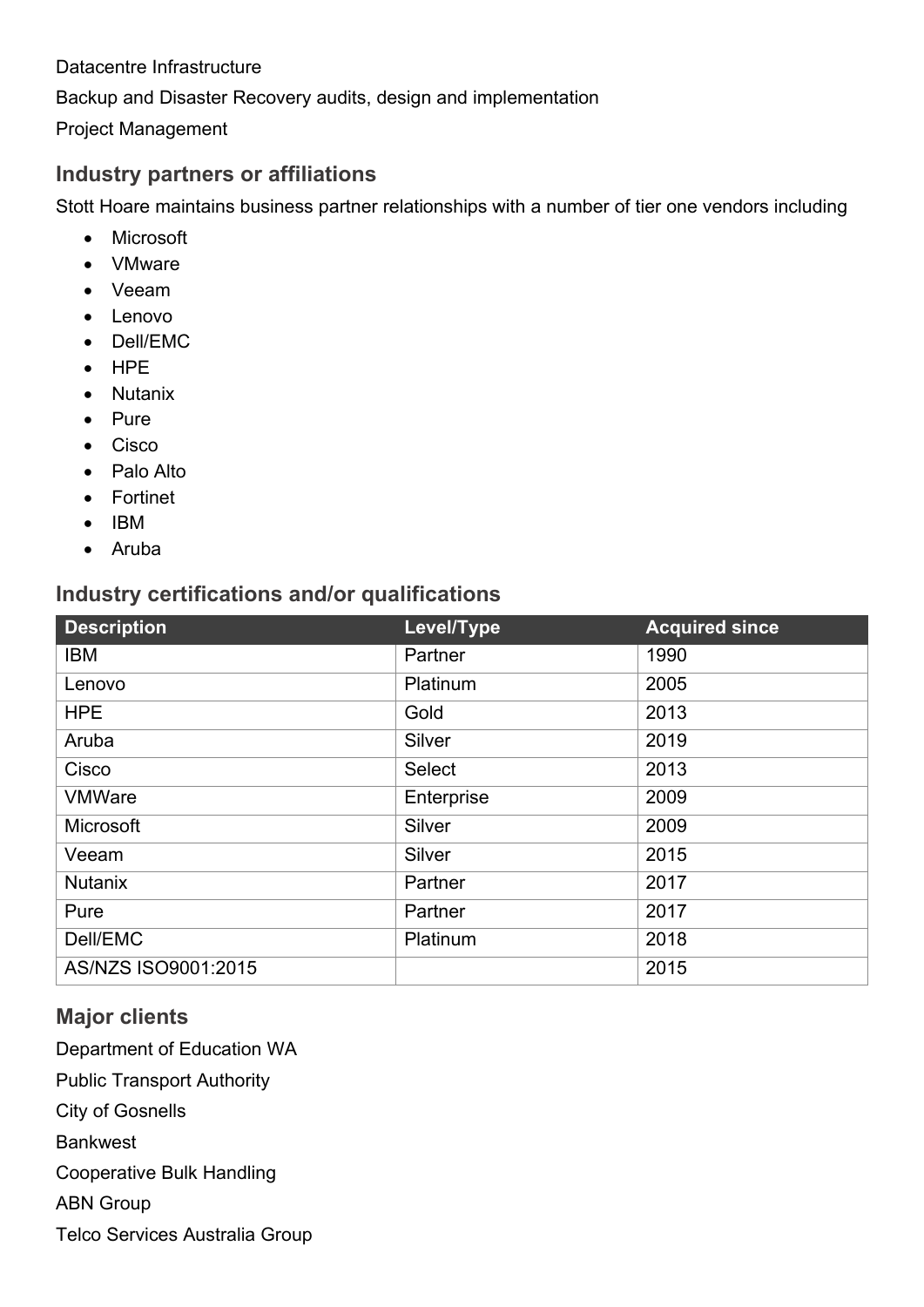Datacentre Infrastructure

Backup and Disaster Recovery audits, design and implementation

Project Management

## Industry partners or affiliations

Stott Hoare maintains business partner relationships with a number of tier one vendors including

- Microsoft
- VMware
- Veeam
- Lenovo
- Dell/EMC
- HPE
- Nutanix
- Pure
- Cisco
- Palo Alto
- Fortinet
- IBM
- Aruba

## Industry certifications and/or qualifications

| Description | Level/Type | Acquired since |
|---|---|---|
| IBM | Partner | 1990 |
| Lenovo | Platinum | 2005 |
| HPE | Gold | 2013 |
| Aruba | Silver | 2019 |
| Cisco | Select | 2013 |
| VMWare | Enterprise | 2009 |
| Microsoft | Silver | 2009 |
| Veeam | Silver | 2015 |
| Nutanix | Partner | 2017 |
| Pure | Partner | 2017 |
| Dell/EMC | Platinum | 2018 |
| AS/NZS ISO9001:2015 | | 2015 |

## Major clients

Department of Education WA

Public Transport Authority

City of Gosnells

Bankwest

Cooperative Bulk Handling

ABN Group

Telco Services Australia Group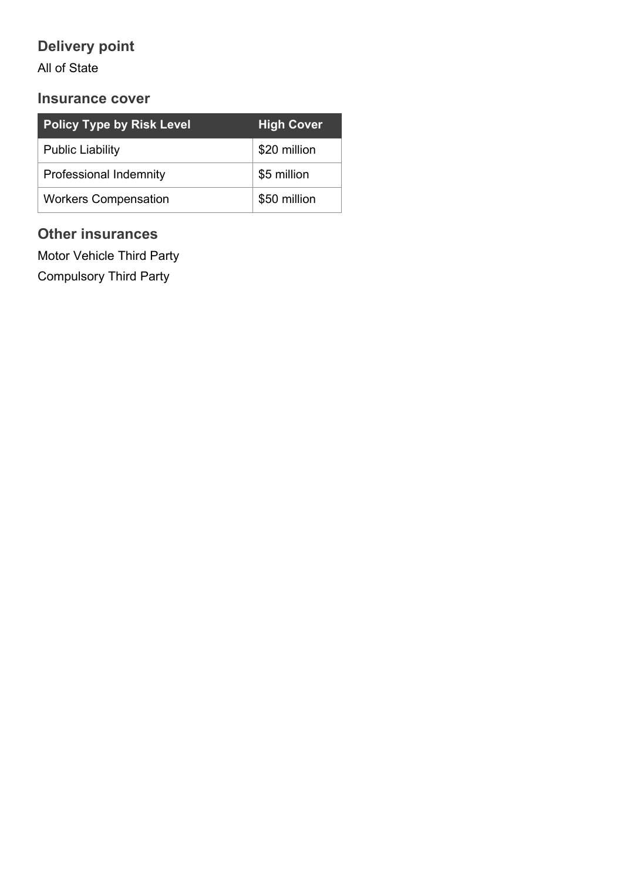## Delivery point

All of State

## Insurance cover

| Policy Type by Risk Level | High Cover |
| --- | --- |
| Public Liability | $20 million |
| Professional Indemnity | $5 million |
| Workers Compensation | $50 million |

## Other insurances

Motor Vehicle Third Party

Compulsory Third Party